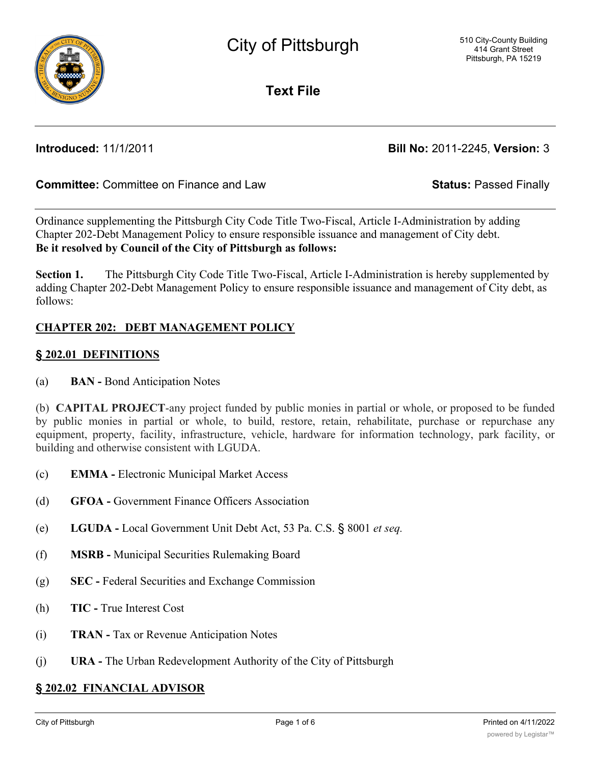# City of Pittsburgh

510 City-County Building
414 Grant Street
Pittsburgh, PA 15219

## Text File

**Introduced:** 11/1/2011 **Bill No:** 2011-2245, **Version:** 3

**Committee:** Committee on Finance and Law **Status:** Passed Finally

---

Ordinance supplementing the Pittsburgh City Code Title Two-Fiscal, Article I-Administration by adding Chapter 202-Debt Management Policy to ensure responsible issuance and management of City debt.
**Be it resolved by Council of the City of Pittsburgh as follows:**

**Section 1.** The Pittsburgh City Code Title Two-Fiscal, Article I-Administration is hereby supplemented by adding Chapter 202-Debt Management Policy to ensure responsible issuance and management of City debt, as follows:

**CHAPTER 202: DEBT MANAGEMENT POLICY**

**§ 202.01 DEFINITIONS**

(a) **BAN -** Bond Anticipation Notes

(b) **CAPITAL PROJECT**-any project funded by public monies in partial or whole, or proposed to be funded by public monies in partial or whole, to build, restore, retain, rehabilitate, purchase or repurchase any equipment, property, facility, infrastructure, vehicle, hardware for information technology, park facility, or building and otherwise consistent with LGUDA.

(c) **EMMA -** Electronic Municipal Market Access

(d) **GFOA -** Government Finance Officers Association

(e) **LGUDA -** Local Government Unit Debt Act, 53 Pa. C.S. § 8001 *et seq.*

(f) **MSRB -** Municipal Securities Rulemaking Board

(g) **SEC -** Federal Securities and Exchange Commission

(h) **TIC -** True Interest Cost

(i) **TRAN -** Tax or Revenue Anticipation Notes

(j) **URA -** The Urban Redevelopment Authority of the City of Pittsburgh

**§ 202.02 FINANCIAL ADVISOR**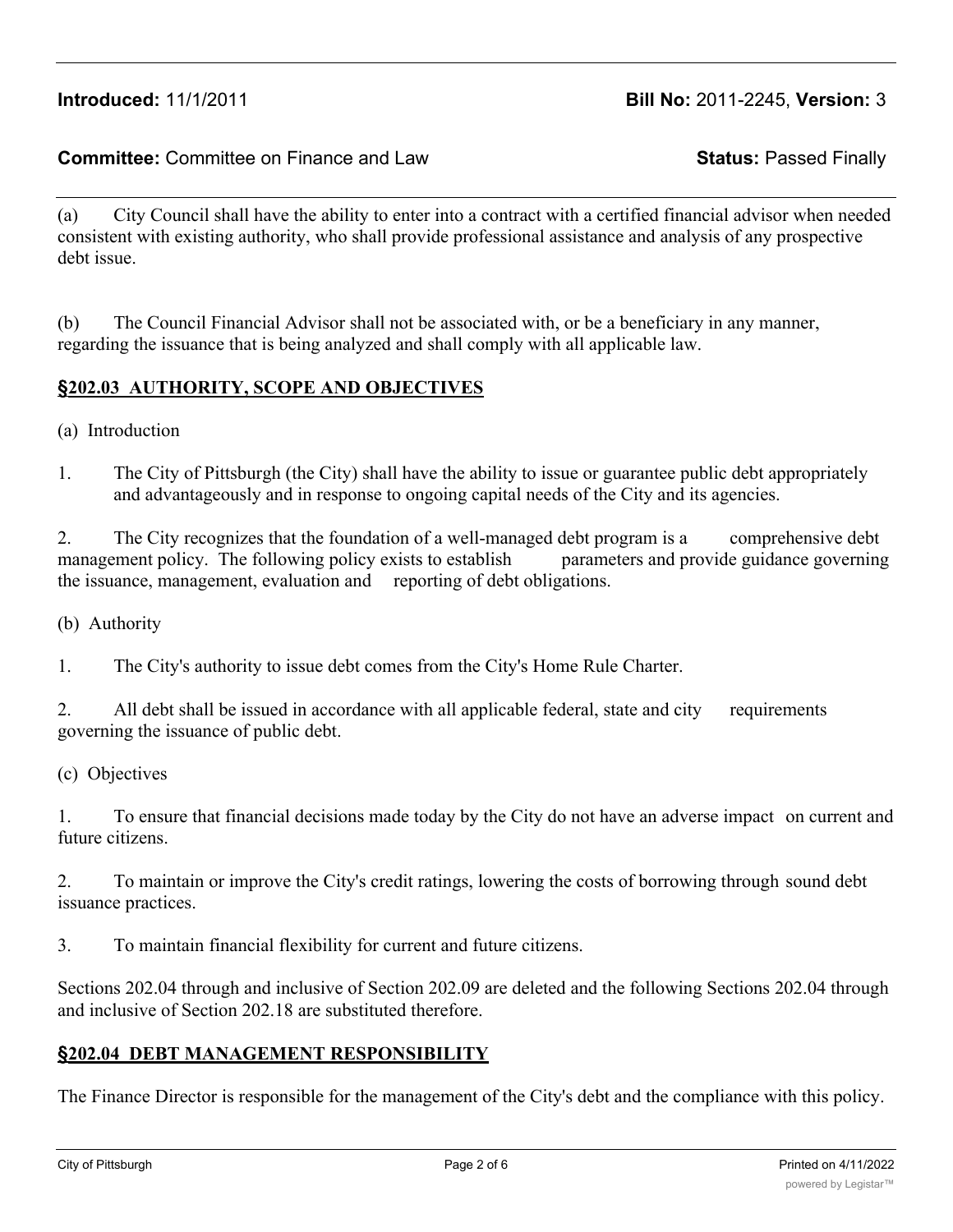**Introduced:** 11/1/2011 **Bill No:** 2011-2245, **Version:** 3

**Committee:** Committee on Finance and Law **Status:** Passed Finally

(a) City Council shall have the ability to enter into a contract with a certified financial advisor when needed consistent with existing authority, who shall provide professional assistance and analysis of any prospective debt issue.

(b) The Council Financial Advisor shall not be associated with, or be a beneficiary in any manner, regarding the issuance that is being analyzed and shall comply with all applicable law.

## §202.03 AUTHORITY, SCOPE AND OBJECTIVES

(a) Introduction

1. The City of Pittsburgh (the City) shall have the ability to issue or guarantee public debt appropriately and advantageously and in response to ongoing capital needs of the City and its agencies.

2. The City recognizes that the foundation of a well-managed debt program is a comprehensive debt management policy. The following policy exists to establish parameters and provide guidance governing the issuance, management, evaluation and reporting of debt obligations.

(b) Authority

1. The City's authority to issue debt comes from the City's Home Rule Charter.

2. All debt shall be issued in accordance with all applicable federal, state and city requirements governing the issuance of public debt.

(c) Objectives

1. To ensure that financial decisions made today by the City do not have an adverse impact on current and future citizens.

2. To maintain or improve the City's credit ratings, lowering the costs of borrowing through sound debt issuance practices.

3. To maintain financial flexibility for current and future citizens.

Sections 202.04 through and inclusive of Section 202.09 are deleted and the following Sections 202.04 through and inclusive of Section 202.18 are substituted therefore.

## §202.04 DEBT MANAGEMENT RESPONSIBILITY

The Finance Director is responsible for the management of the City's debt and the compliance with this policy.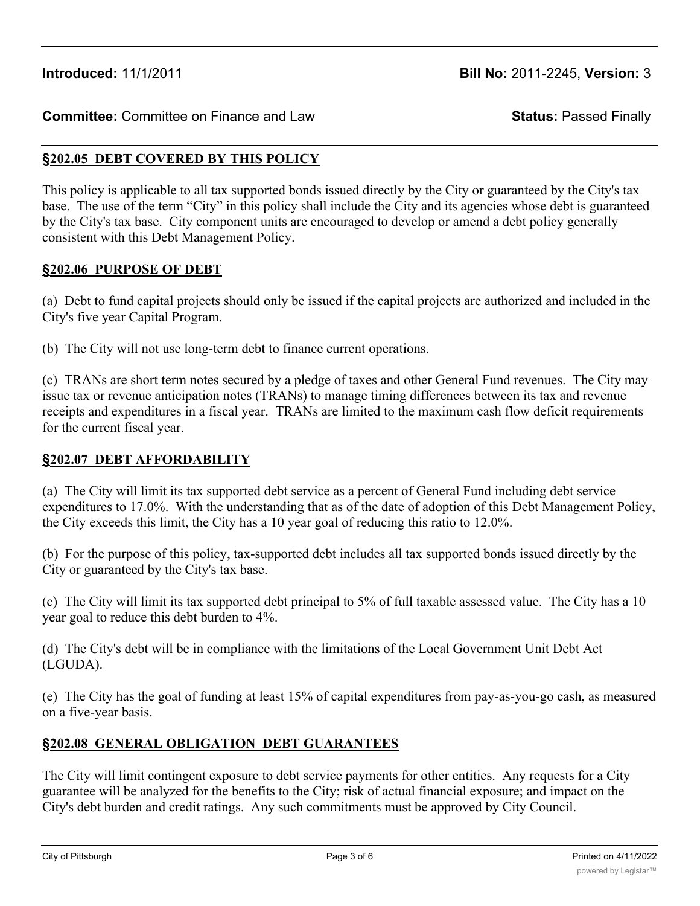**Introduced:** 11/1/2011 **Bill No:** 2011-2245, **Version:** 3

**Committee:** Committee on Finance and Law **Status:** Passed Finally

## §202.05 DEBT COVERED BY THIS POLICY

This policy is applicable to all tax supported bonds issued directly by the City or guaranteed by the City's tax base. The use of the term "City" in this policy shall include the City and its agencies whose debt is guaranteed by the City's tax base. City component units are encouraged to develop or amend a debt policy generally consistent with this Debt Management Policy.

## §202.06 PURPOSE OF DEBT

(a) Debt to fund capital projects should only be issued if the capital projects are authorized and included in the City's five year Capital Program.

(b) The City will not use long-term debt to finance current operations.

(c) TRANs are short term notes secured by a pledge of taxes and other General Fund revenues. The City may issue tax or revenue anticipation notes (TRANs) to manage timing differences between its tax and revenue receipts and expenditures in a fiscal year. TRANs are limited to the maximum cash flow deficit requirements for the current fiscal year.

## §202.07 DEBT AFFORDABILITY

(a) The City will limit its tax supported debt service as a percent of General Fund including debt service expenditures to 17.0%. With the understanding that as of the date of adoption of this Debt Management Policy, the City exceeds this limit, the City has a 10 year goal of reducing this ratio to 12.0%.

(b) For the purpose of this policy, tax-supported debt includes all tax supported bonds issued directly by the City or guaranteed by the City's tax base.

(c) The City will limit its tax supported debt principal to 5% of full taxable assessed value. The City has a 10 year goal to reduce this debt burden to 4%.

(d) The City's debt will be in compliance with the limitations of the Local Government Unit Debt Act (LGUDA).

(e) The City has the goal of funding at least 15% of capital expenditures from pay-as-you-go cash, as measured on a five-year basis.

## §202.08 GENERAL OBLIGATION DEBT GUARANTEES

The City will limit contingent exposure to debt service payments for other entities. Any requests for a City guarantee will be analyzed for the benefits to the City; risk of actual financial exposure; and impact on the City's debt burden and credit ratings. Any such commitments must be approved by City Council.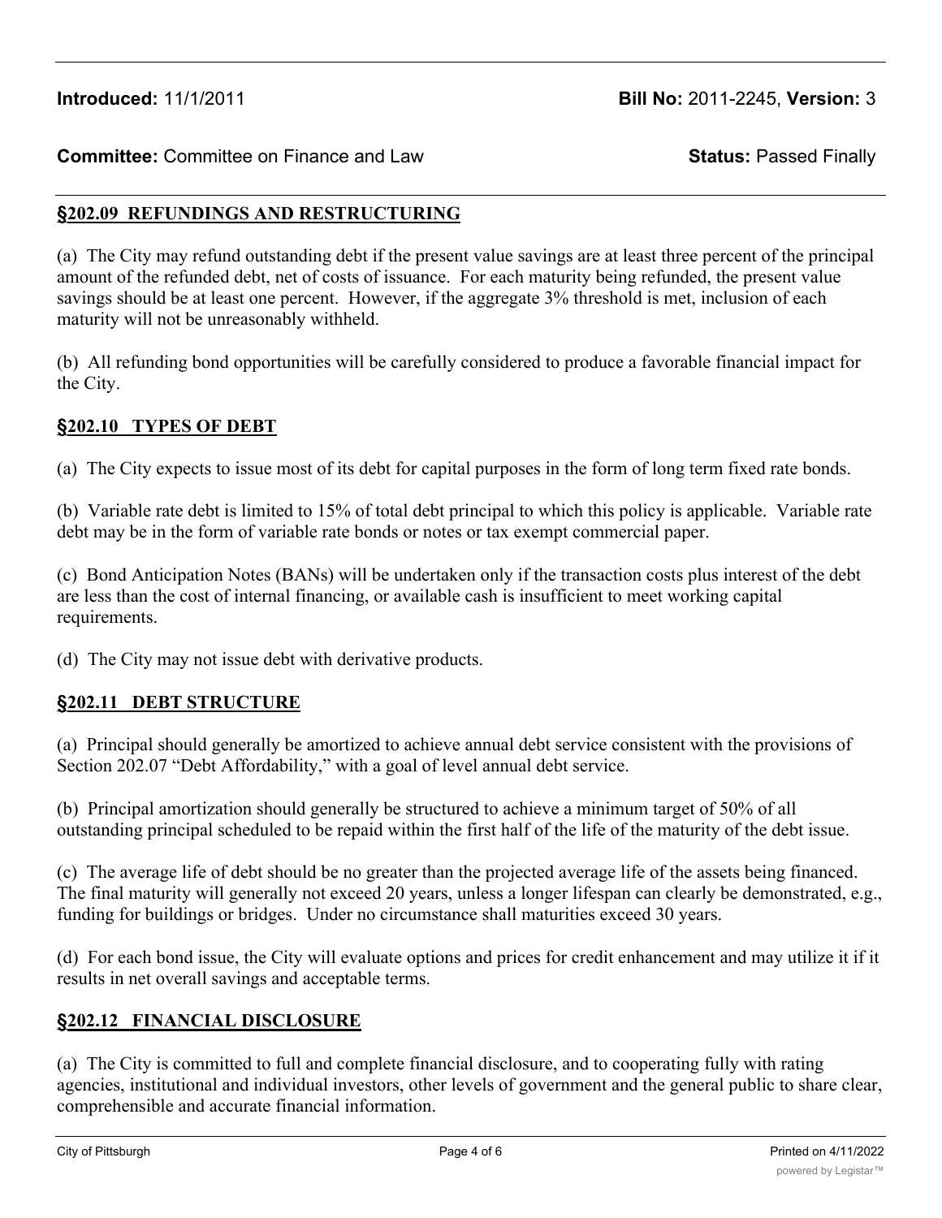**Introduced:** 11/1/2011 **Bill No:** 2011-2245, **Version:** 3

**Committee:** Committee on Finance and Law **Status:** Passed Finally

## §202.09 REFUNDINGS AND RESTRUCTURING

(a) The City may refund outstanding debt if the present value savings are at least three percent of the principal amount of the refunded debt, net of costs of issuance. For each maturity being refunded, the present value savings should be at least one percent. However, if the aggregate 3% threshold is met, inclusion of each maturity will not be unreasonably withheld.

(b) All refunding bond opportunities will be carefully considered to produce a favorable financial impact for the City.

## §202.10 TYPES OF DEBT

(a) The City expects to issue most of its debt for capital purposes in the form of long term fixed rate bonds.

(b) Variable rate debt is limited to 15% of total debt principal to which this policy is applicable. Variable rate debt may be in the form of variable rate bonds or notes or tax exempt commercial paper.

(c) Bond Anticipation Notes (BANs) will be undertaken only if the transaction costs plus interest of the debt are less than the cost of internal financing, or available cash is insufficient to meet working capital requirements.

(d) The City may not issue debt with derivative products.

## §202.11 DEBT STRUCTURE

(a) Principal should generally be amortized to achieve annual debt service consistent with the provisions of Section 202.07 "Debt Affordability," with a goal of level annual debt service.

(b) Principal amortization should generally be structured to achieve a minimum target of 50% of all outstanding principal scheduled to be repaid within the first half of the life of the maturity of the debt issue.

(c) The average life of debt should be no greater than the projected average life of the assets being financed. The final maturity will generally not exceed 20 years, unless a longer lifespan can clearly be demonstrated, e.g., funding for buildings or bridges. Under no circumstance shall maturities exceed 30 years.

(d) For each bond issue, the City will evaluate options and prices for credit enhancement and may utilize it if it results in net overall savings and acceptable terms.

## §202.12 FINANCIAL DISCLOSURE

(a) The City is committed to full and complete financial disclosure, and to cooperating fully with rating agencies, institutional and individual investors, other levels of government and the general public to share clear, comprehensible and accurate financial information.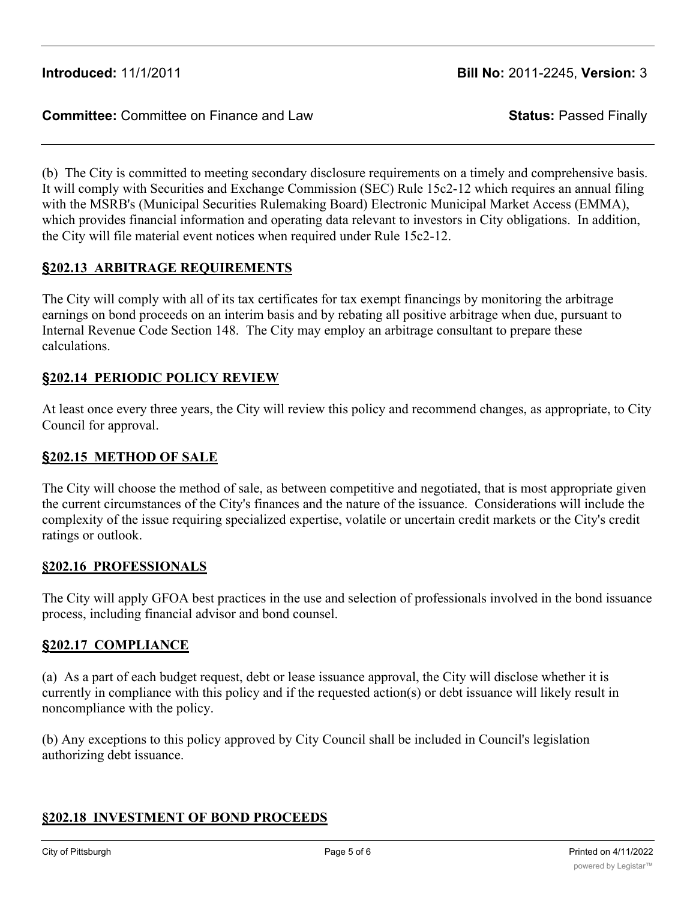(b) The City is committed to meeting secondary disclosure requirements on a timely and comprehensive basis. It will comply with Securities and Exchange Commission (SEC) Rule 15c2-12 which requires an annual filing with the MSRB's (Municipal Securities Rulemaking Board) Electronic Municipal Market Access (EMMA), which provides financial information and operating data relevant to investors in City obligations. In addition, the City will file material event notices when required under Rule 15c2-12.

## §202.13 ARBITRAGE REQUIREMENTS

The City will comply with all of its tax certificates for tax exempt financings by monitoring the arbitrage earnings on bond proceeds on an interim basis and by rebating all positive arbitrage when due, pursuant to Internal Revenue Code Section 148. The City may employ an arbitrage consultant to prepare these calculations.

## §202.14 PERIODIC POLICY REVIEW

At least once every three years, the City will review this policy and recommend changes, as appropriate, to City Council for approval.

## §202.15 METHOD OF SALE

The City will choose the method of sale, as between competitive and negotiated, that is most appropriate given the current circumstances of the City's finances and the nature of the issuance. Considerations will include the complexity of the issue requiring specialized expertise, volatile or uncertain credit markets or the City's credit ratings or outlook.

## §202.16 PROFESSIONALS

The City will apply GFOA best practices in the use and selection of professionals involved in the bond issuance process, including financial advisor and bond counsel.

## §202.17 COMPLIANCE

(a) As a part of each budget request, debt or lease issuance approval, the City will disclose whether it is currently in compliance with this policy and if the requested action(s) or debt issuance will likely result in noncompliance with the policy.

(b) Any exceptions to this policy approved by City Council shall be included in Council's legislation authorizing debt issuance.

## §202.18 INVESTMENT OF BOND PROCEEDS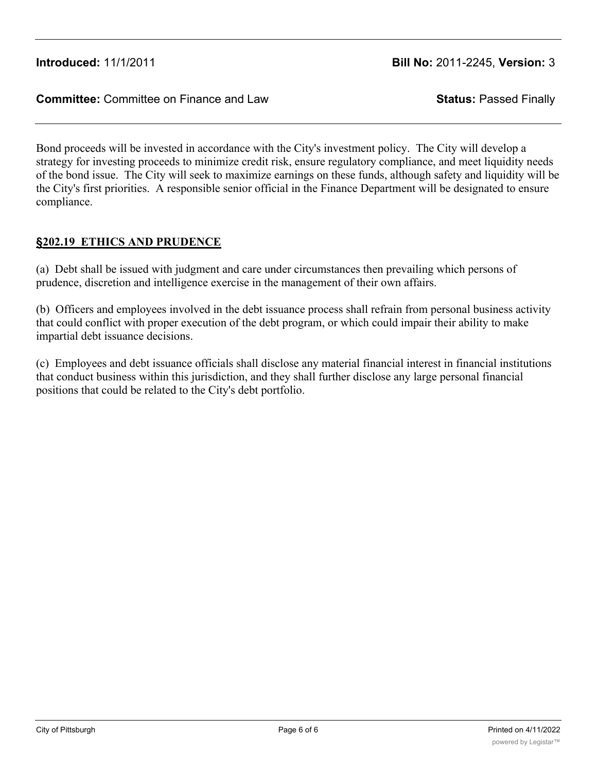Bond proceeds will be invested in accordance with the City's investment policy. The City will develop a strategy for investing proceeds to minimize credit risk, ensure regulatory compliance, and meet liquidity needs of the bond issue. The City will seek to maximize earnings on these funds, although safety and liquidity will be the City's first priorities. A responsible senior official in the Finance Department will be designated to ensure compliance.

## §202.19 ETHICS AND PRUDENCE

(a) Debt shall be issued with judgment and care under circumstances then prevailing which persons of prudence, discretion and intelligence exercise in the management of their own affairs.

(b) Officers and employees involved in the debt issuance process shall refrain from personal business activity that could conflict with proper execution of the debt program, or which could impair their ability to make impartial debt issuance decisions.

(c) Employees and debt issuance officials shall disclose any material financial interest in financial institutions that conduct business within this jurisdiction, and they shall further disclose any large personal financial positions that could be related to the City's debt portfolio.